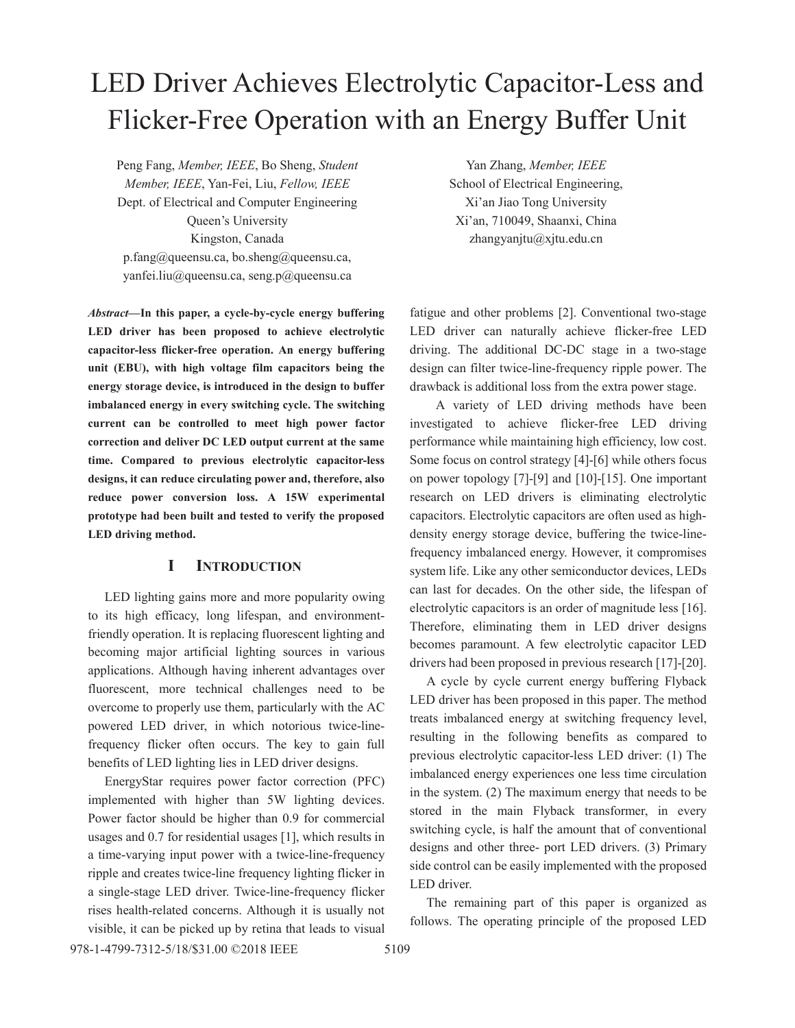# LED Driver Achieves Electrolytic Capacitor-Less and Flicker-Free Operation with an Energy Buffer Unit

Peng Fang, *Member, IEEE*, Bo Sheng, *Student Member, IEEE*, Yan-Fei, Liu, *Fellow, IEEE*
Dept. of Electrical and Computer Engineering
Queen's University
Kingston, Canada
p.fang@queensu.ca, bo.sheng@queensu.ca, yanfei.liu@queensu.ca, seng.p@queensu.ca

Yan Zhang, *Member, IEEE*
School of Electrical Engineering,
Xi'an Jiao Tong University
Xi'an, 710049, Shaanxi, China
zhangyanjtu@xjtu.edu.cn

***Abstract*—In this paper, a cycle-by-cycle energy buffering LED driver has been proposed to achieve electrolytic capacitor-less flicker-free operation. An energy buffering unit (EBU), with high voltage film capacitors being the energy storage device, is introduced in the design to buffer imbalanced energy in every switching cycle. The switching current can be controlled to meet high power factor correction and deliver DC LED output current at the same time. Compared to previous electrolytic capacitor-less designs, it can reduce circulating power and, therefore, also reduce power conversion loss. A 15W experimental prototype had been built and tested to verify the proposed LED driving method.**

## I INTRODUCTION

LED lighting gains more and more popularity owing to its high efficacy, long lifespan, and environment-friendly operation. It is replacing fluorescent lighting and becoming major artificial lighting sources in various applications. Although having inherent advantages over fluorescent, more technical challenges need to be overcome to properly use them, particularly with the AC powered LED driver, in which notorious twice-line-frequency flicker often occurs. The key to gain full benefits of LED lighting lies in LED driver designs.

EnergyStar requires power factor correction (PFC) implemented with higher than 5W lighting devices. Power factor should be higher than 0.9 for commercial usages and 0.7 for residential usages [1], which results in a time-varying input power with a twice-line-frequency ripple and creates twice-line frequency lighting flicker in a single-stage LED driver. Twice-line-frequency flicker rises health-related concerns. Although it is usually not visible, it can be picked up by retina that leads to visual fatigue and other problems [2]. Conventional two-stage LED driver can naturally achieve flicker-free LED driving. The additional DC-DC stage in a two-stage design can filter twice-line-frequency ripple power. The drawback is additional loss from the extra power stage.

A variety of LED driving methods have been investigated to achieve flicker-free LED driving performance while maintaining high efficiency, low cost. Some focus on control strategy [4]-[6] while others focus on power topology [7]-[9] and [10]-[15]. One important research on LED drivers is eliminating electrolytic capacitors. Electrolytic capacitors are often used as high-density energy storage device, buffering the twice-line-frequency imbalanced energy. However, it compromises system life. Like any other semiconductor devices, LEDs can last for decades. On the other side, the lifespan of electrolytic capacitors is an order of magnitude less [16]. Therefore, eliminating them in LED driver designs becomes paramount. A few electrolytic capacitor LED drivers had been proposed in previous research [17]-[20].

A cycle by cycle current energy buffering Flyback LED driver has been proposed in this paper. The method treats imbalanced energy at switching frequency level, resulting in the following benefits as compared to previous electrolytic capacitor-less LED driver: (1) The imbalanced energy experiences one less time circulation in the system. (2) The maximum energy that needs to be stored in the main Flyback transformer, in every switching cycle, is half the amount that of conventional designs and other three- port LED drivers. (3) Primary side control can be easily implemented with the proposed LED driver.

The remaining part of this paper is organized as follows. The operating principle of the proposed LED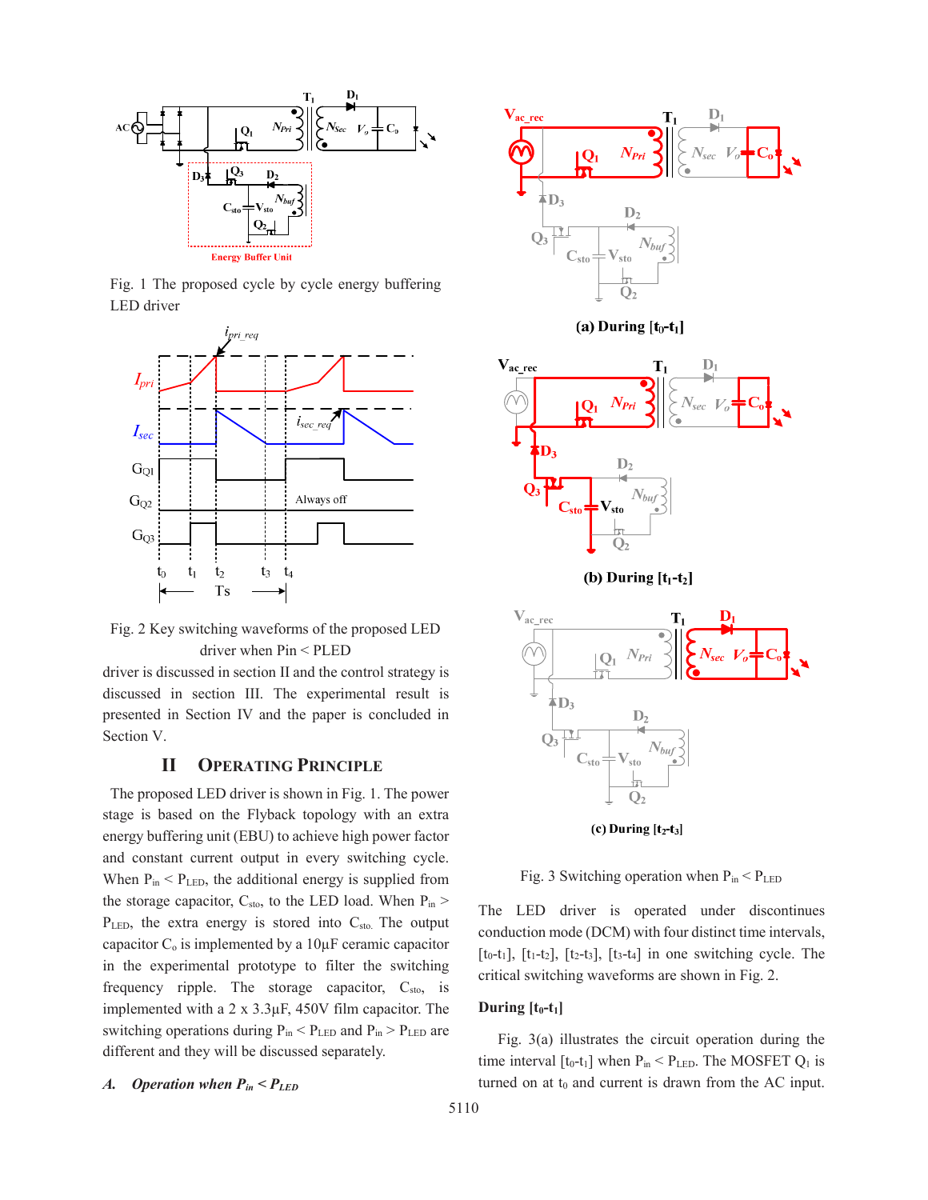Fig. 1 The proposed cycle by cycle energy buffering LED driver

Fig. 2 Key switching waveforms of the proposed LED driver when Pin < PLED

driver is discussed in section II and the control strategy is discussed in section III. The experimental result is presented in Section IV and the paper is concluded in Section V.

## II OPERATING PRINCIPLE

The proposed LED driver is shown in Fig. 1. The power stage is based on the Flyback topology with an extra energy buffering unit (EBU) to achieve high power factor and constant current output in every switching cycle. When $P_{in} < P_{LED}$, the additional energy is supplied from the storage capacitor, $C_{sto}$, to the LED load. When $P_{in} > P_{LED}$, the extra energy is stored into $C_{sto}$. The output capacitor $C_o$ is implemented by a 10μF ceramic capacitor in the experimental prototype to filter the switching frequency ripple. The storage capacitor, $C_{sto}$, is implemented with a 2 x 3.3μF, 450V film capacitor. The switching operations during $P_{in} < P_{LED}$ and $P_{in} > P_{LED}$ are different and they will be discussed separately.

### A. Operation when $P_{in} < P_{LED}$

(a) During [$t_0$-$t_1$]

(b) During [$t_1$-$t_2$]

(c) During [$t_2$-$t_3$]

Fig. 3 Switching operation when $P_{in} < P_{LED}$

The LED driver is operated under discontinuous conduction mode (DCM) with four distinct time intervals, [$t_0$-$t_1$], [$t_1$-$t_2$], [$t_2$-$t_3$], [$t_3$-$t_4$] in one switching cycle. The critical switching waveforms are shown in Fig. 2.

**During [$t_0$-$t_1$]**

Fig. 3(a) illustrates the circuit operation during the time interval [$t_0$-$t_1$] when $P_{in} < P_{LED}$. The MOSFET $Q_1$ is turned on at $t_0$ and current is drawn from the AC input.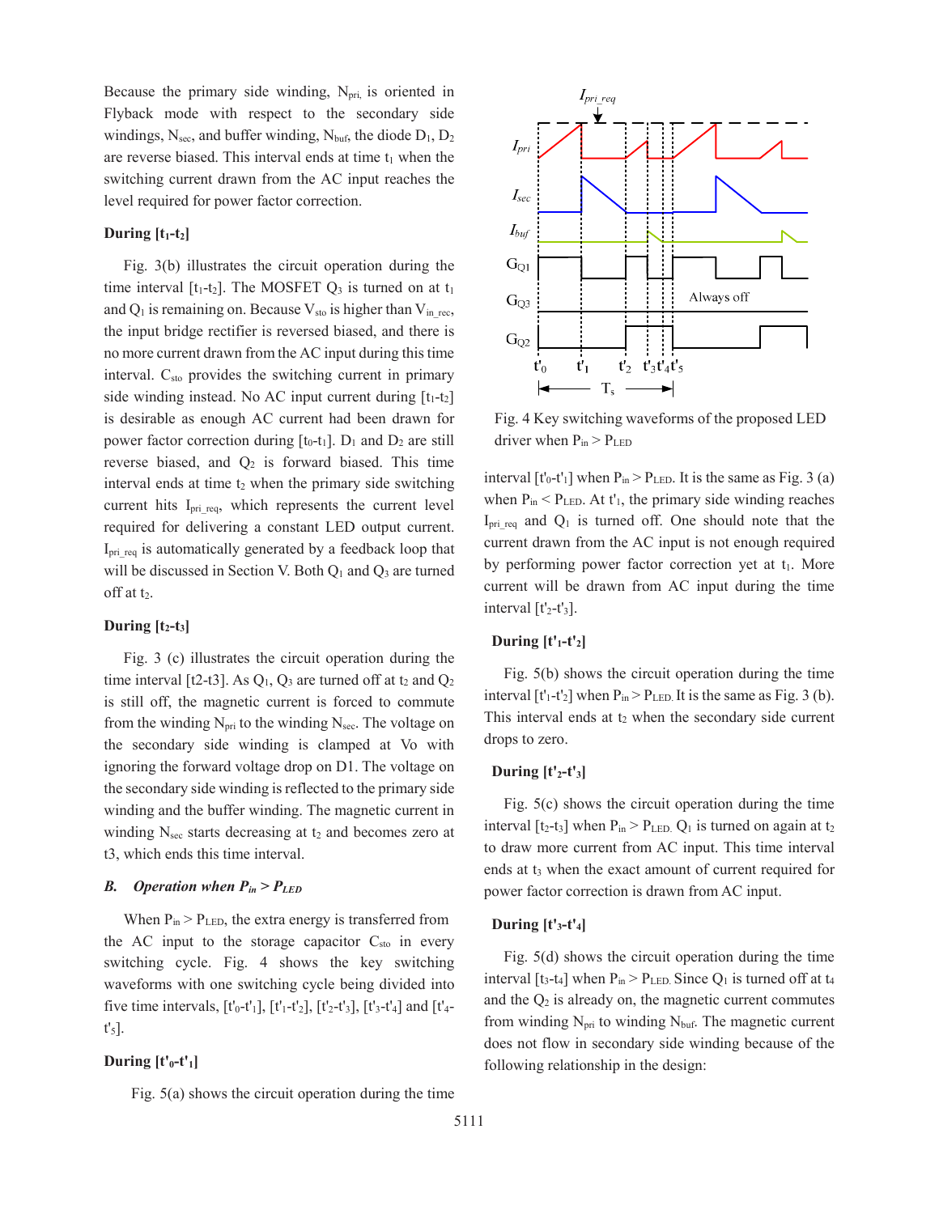Because the primary side winding, $N_{pri}$, is oriented in Flyback mode with respect to the secondary side windings, $N_{sec}$, and buffer winding, $N_{buf}$, the diode $D_1$, $D_2$ are reverse biased. This interval ends at time $t_1$ when the switching current drawn from the AC input reaches the level required for power factor correction.

**During [$t_1$-$t_2$]**

Fig. 3(b) illustrates the circuit operation during the time interval [$t_1$-$t_2$]. The MOSFET $Q_3$ is turned on at $t_1$ and $Q_1$ is remaining on. Because $V_{sto}$ is higher than $V_{in\_rec}$, the input bridge rectifier is reversed biased, and there is no more current drawn from the AC input during this time interval. $C_{sto}$ provides the switching current in primary side winding instead. No AC input current during [$t_1$-$t_2$] is desirable as enough AC current had been drawn for power factor correction during [$t_0$-$t_1$]. $D_1$ and $D_2$ are still reverse biased, and $Q_2$ is forward biased. This time interval ends at time $t_2$ when the primary side switching current hits $I_{pri\_req}$, which represents the current level required for delivering a constant LED output current. $I_{pri\_req}$ is automatically generated by a feedback loop that will be discussed in Section V. Both $Q_1$ and $Q_3$ are turned off at $t_2$.

**During [$t_2$-$t_3$]**

Fig. 3 (c) illustrates the circuit operation during the time interval [t2-t3]. As $Q_1$, $Q_3$ are turned off at $t_2$ and $Q_2$ is still off, the magnetic current is forced to commute from the winding $N_{pri}$ to the winding $N_{sec}$. The voltage on the secondary side winding is clamped at Vo with ignoring the forward voltage drop on D1. The voltage on the secondary side winding is reflected to the primary side winding and the buffer winding. The magnetic current in winding $N_{sec}$ starts decreasing at $t_2$ and becomes zero at t3, which ends this time interval.

### B. *Operation when $P_{in} > P_{LED}$*

When $P_{in} > P_{LED}$, the extra energy is transferred from the AC input to the storage capacitor $C_{sto}$ in every switching cycle. Fig. 4 shows the key switching waveforms with one switching cycle being divided into five time intervals, [$t'_0$-$t'_1$], [$t'_1$-$t'_2$], [$t'_2$-$t'_3$], [$t'_3$-$t'_4$] and [$t'_4$-$t'_5$].

**During [$t'_0$-$t'_1$]**

Fig. 5(a) shows the circuit operation during the time interval [$t'_0$-$t'_1$] when $P_{in} > P_{LED}$. It is the same as Fig. 3 (a) when $P_{in} < P_{LED}$. At $t'_1$, the primary side winding reaches $I_{pri\_req}$ and $Q_1$ is turned off. One should note that the current drawn from the AC input is not enough required by performing power factor correction yet at $t_1$. More current will be drawn from AC input during the time interval [$t'_2$-$t'_3$].

Fig. 4 Key switching waveforms of the proposed LED driver when $P_{in} > P_{LED}$

**During [$t'_1$-$t'_2$]**

Fig. 5(b) shows the circuit operation during the time interval [$t'_1$-$t'_2$] when $P_{in} > P_{LED}$. It is the same as Fig. 3 (b). This interval ends at $t_2$ when the secondary side current drops to zero.

**During [$t'_2$-$t'_3$]**

Fig. 5(c) shows the circuit operation during the time interval [$t_2$-$t_3$] when $P_{in} > P_{LED}$. $Q_1$ is turned on again at $t_2$ to draw more current from AC input. This time interval ends at $t_3$ when the exact amount of current required for power factor correction is drawn from AC input.

**During [$t'_3$-$t'_4$]**

Fig. 5(d) shows the circuit operation during the time interval [$t_3$-$t_4$] when $P_{in} > P_{LED}$. Since $Q_1$ is turned off at $t_4$ and the $Q_2$ is already on, the magnetic current commutes from winding $N_{pri}$ to winding $N_{buf}$. The magnetic current does not flow in secondary side winding because of the following relationship in the design: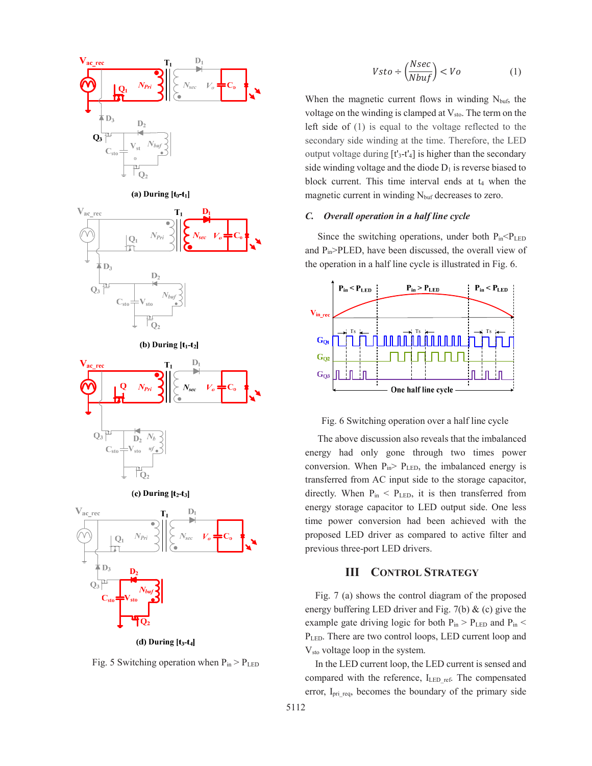(a) During [$t_0$-$t_1$]

(b) During [$t_1$-$t_2$]

(c) During [$t_2$-$t_3$]

(d) During [$t_3$-$t_4$]

Fig. 5 Switching operation when $P_{in} > P_{LED}$

$$Vsto \div \left(\frac{Nsec}{Nbuf}\right) < Vo \qquad (1)$$

When the magnetic current flows in winding $N_{buf}$, the voltage on the winding is clamped at $V_{sto}$. The term on the left side of (1) is equal to the voltage reflected to the secondary side winding at the time. Therefore, the LED output voltage during [$t'_3$-$t'_4$] is higher than the secondary side winding voltage and the diode $D_1$ is reverse biased to block current. This time interval ends at $t_4$ when the magnetic current in winding $N_{buf}$ decreases to zero.

### *C. Overall operation in a half line cycle*

Since the switching operations, under both $P_{in}<P_{LED}$ and $P_{in}>PLED$, have been discussed, the overall view of the operation in a half line cycle is illustrated in Fig. 6.

Fig. 6 Switching operation over a half line cycle

The above discussion also reveals that the imbalanced energy had only gone through two times power conversion. When $P_{in}> P_{LED}$, the imbalanced energy is transferred from AC input side to the storage capacitor, directly. When $P_{in} < P_{LED}$, it is then transferred from energy storage capacitor to LED output side. One less time power conversion had been achieved with the proposed LED driver as compared to active filter and previous three-port LED drivers.

## III CONTROL STRATEGY

Fig. 7 (a) shows the control diagram of the proposed energy buffering LED driver and Fig. 7(b) & (c) give the example gate driving logic for both $P_{in} > P_{LED}$ and $P_{in} < P_{LED}$. There are two control loops, LED current loop and $V_{sto}$ voltage loop in the system.

In the LED current loop, the LED current is sensed and compared with the reference, $I_{LED\_ref}$. The compensated error, $I_{pri\_req}$, becomes the boundary of the primary side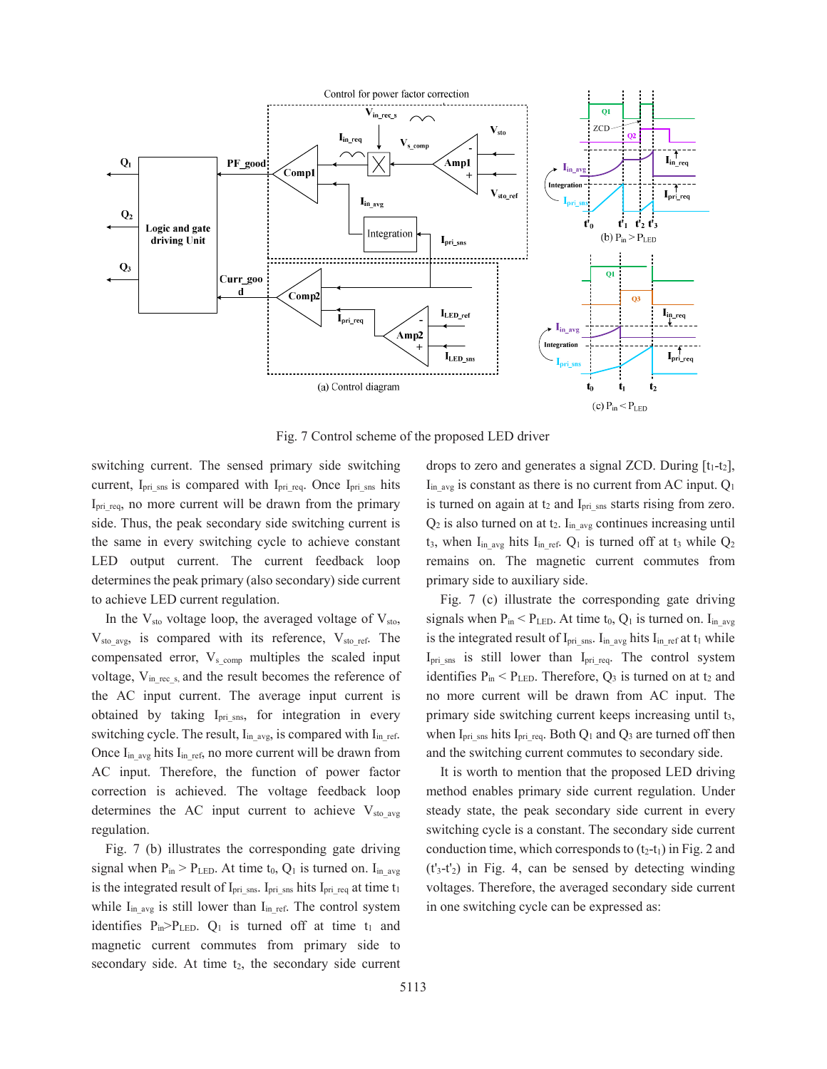Fig. 7 Control scheme of the proposed LED driver

switching current. The sensed primary side switching current, $I_{pri\_sns}$ is compared with $I_{pri\_req}$. Once $I_{pri\_sns}$ hits $I_{pri\_req}$, no more current will be drawn from the primary side. Thus, the peak secondary side switching current is the same in every switching cycle to achieve constant LED output current. The current feedback loop determines the peak primary (also secondary) side current to achieve LED current regulation.

In the $V_{sto}$ voltage loop, the averaged voltage of $V_{sto}$, $V_{sto\_avg}$, is compared with its reference, $V_{sto\_ref}$. The compensated error, $V_{s\_comp}$ multiples the scaled input voltage, $V_{in\_rec\_s}$, and the result becomes the reference of the AC input current. The average input current is obtained by taking $I_{pri\_sns}$, for integration in every switching cycle. The result, $I_{in\_avg}$, is compared with $I_{in\_ref}$. Once $I_{in\_avg}$ hits $I_{in\_ref}$, no more current will be drawn from AC input. Therefore, the function of power factor correction is achieved. The voltage feedback loop determines the AC input current to achieve $V_{sto\_avg}$ regulation.

Fig. 7 (b) illustrates the corresponding gate driving signal when $P_{in} > P_{LED}$. At time $t_0$, $Q_1$ is turned on. $I_{in\_avg}$ is the integrated result of $I_{pri\_sns}$. $I_{pri\_sns}$ hits $I_{pri\_req}$ at time $t_1$ while $I_{in\_avg}$ is still lower than $I_{in\_ref}$. The control system identifies $P_{in}>P_{LED}$. $Q_1$ is turned off at time $t_1$ and magnetic current commutes from primary side to secondary side. At time $t_2$, the secondary side current drops to zero and generates a signal ZCD. During $[t_1$-$t_2]$, $I_{in\_avg}$ is constant as there is no current from AC input. $Q_1$ is turned on again at $t_2$ and $I_{pri\_sns}$ starts rising from zero. $Q_2$ is also turned on at $t_2$. $I_{in\_avg}$ continues increasing until $t_3$, when $I_{in\_avg}$ hits $I_{in\_ref}$. $Q_1$ is turned off at $t_3$ while $Q_2$ remains on. The magnetic current commutes from primary side to auxiliary side.

Fig. 7 (c) illustrate the corresponding gate driving signals when $P_{in} < P_{LED}$. At time $t_0$, $Q_1$ is turned on. $I_{in\_avg}$ is the integrated result of $I_{pri\_sns}$. $I_{in\_avg}$ hits $I_{in\_ref}$ at $t_1$ while $I_{pri\_sns}$ is still lower than $I_{pri\_req}$. The control system identifies $P_{in} < P_{LED}$. Therefore, $Q_3$ is turned on at $t_2$ and no more current will be drawn from AC input. The primary side switching current keeps increasing until $t_3$, when $I_{pri\_sns}$ hits $I_{pri\_req}$. Both $Q_1$ and $Q_3$ are turned off then and the switching current commutes to secondary side.

It is worth to mention that the proposed LED driving method enables primary side current regulation. Under steady state, the peak secondary side current in every switching cycle is a constant. The secondary side current conduction time, which corresponds to $(t_2$-$t_1)$ in Fig. 2 and $(t'_3$-$t'_2)$ in Fig. 4, can be sensed by detecting winding voltages. Therefore, the averaged secondary side current in one switching cycle can be expressed as: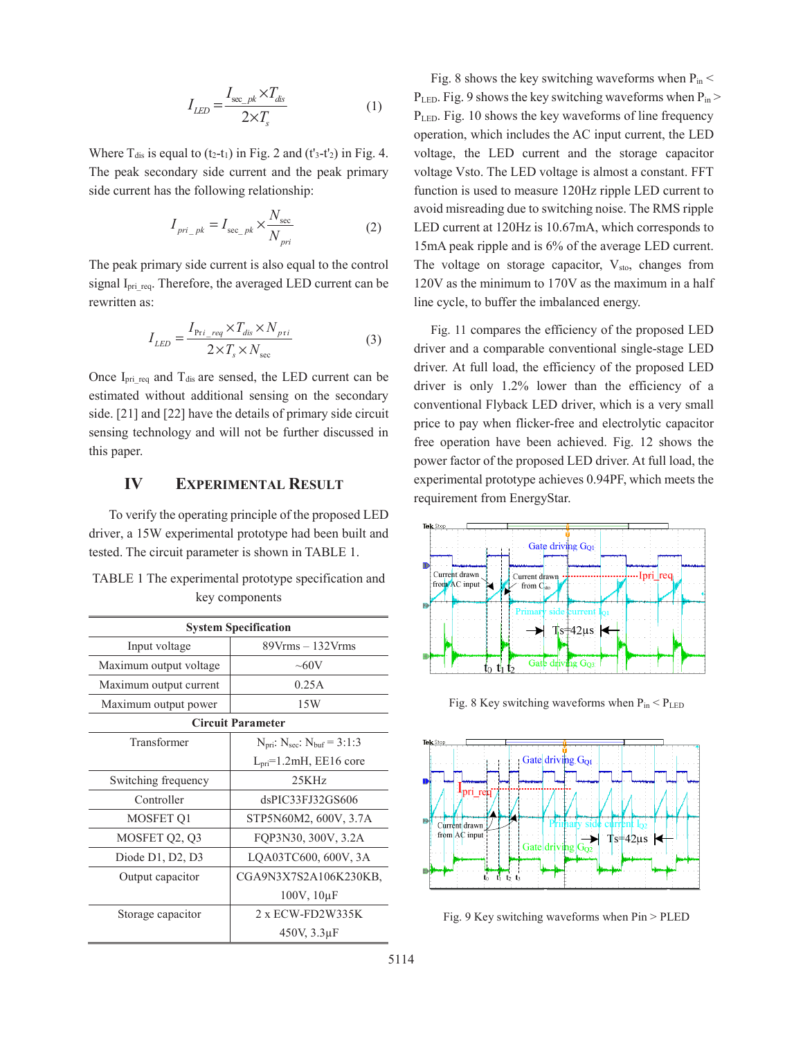$$I_{LED} = \frac{I_{\sec\_pk} \times T_{dis}}{2 \times T_s} \tag{1}$$

Where $T_{dis}$ is equal to ($t_2$-$t_1$) in Fig. 2 and ($t'_3$-$t'_2$) in Fig. 4. The peak secondary side current and the peak primary side current has the following relationship:

$$I_{pri\_pk} = I_{\sec\_pk} \times \frac{N_{\sec}}{N_{pri}} \tag{2}$$

The peak primary side current is also equal to the control signal $I_{pri\_req}$. Therefore, the averaged LED current can be rewritten as:

$$I_{LED} = \frac{I_{pri\_req} \times T_{dis} \times N_{pri}}{2 \times T_s \times N_{\sec}} \tag{3}$$

Once $I_{pri\_req}$ and $T_{dis}$ are sensed, the LED current can be estimated without additional sensing on the secondary side. [21] and [22] have the details of primary side circuit sensing technology and will not be further discussed in this paper.

# IV EXPERIMENTAL RESULT

To verify the operating principle of the proposed LED driver, a 15W experimental prototype had been built and tested. The circuit parameter is shown in TABLE 1.

TABLE 1 The experimental prototype specification and key components

| System Specification | |
|---|---|
| Input voltage | 89Vrms – 132Vrms |
| Maximum output voltage | ~60V |
| Maximum output current | 0.25A |
| Maximum output power | 15W |
| **Circuit Parameter** | |
| Transformer | $N_{pri}$: $N_{sec}$: $N_{buf}$ = 3:1:3<br>$L_{pri}$=1.2mH, EE16 core |
| Switching frequency | 25KHz |
| Controller | dsPIC33FJ32GS606 |
| MOSFET Q1 | STP5N60M2, 600V, 3.7A |
| MOSFET Q2, Q3 | FQP3N30, 300V, 3.2A |
| Diode D1, D2, D3 | LQA03TC600, 600V, 3A |
| Output capacitor | CGA9N3X7S2A106K230KB, 100V, 10μF |
| Storage capacitor | 2 x ECW-FD2W335K 450V, 3.3μF |

Fig. 8 shows the key switching waveforms when $P_{in} < P_{LED}$. Fig. 9 shows the key switching waveforms when $P_{in} > P_{LED}$. Fig. 10 shows the key waveforms of line frequency operation, which includes the AC input current, the LED voltage, the LED current and the storage capacitor voltage Vsto. The LED voltage is almost a constant. FFT function is used to measure 120Hz ripple LED current to avoid misreading due to switching noise. The RMS ripple LED current at 120Hz is 10.67mA, which corresponds to 15mA peak ripple and is 6% of the average LED current. The voltage on storage capacitor, $V_{sto}$, changes from 120V as the minimum to 170V as the maximum in a half line cycle, to buffer the imbalanced energy.

Fig. 11 compares the efficiency of the proposed LED driver and a comparable conventional single-stage LED driver. At full load, the efficiency of the proposed LED driver is only 1.2% lower than the efficiency of a conventional Flyback LED driver, which is a very small price to pay when flicker-free and electrolytic capacitor free operation have been achieved. Fig. 12 shows the power factor of the proposed LED driver. At full load, the experimental prototype achieves 0.94PF, which meets the requirement from EnergyStar.

Fig. 8 Key switching waveforms when $P_{in} < P_{LED}$

Fig. 9 Key switching waveforms when Pin > PLED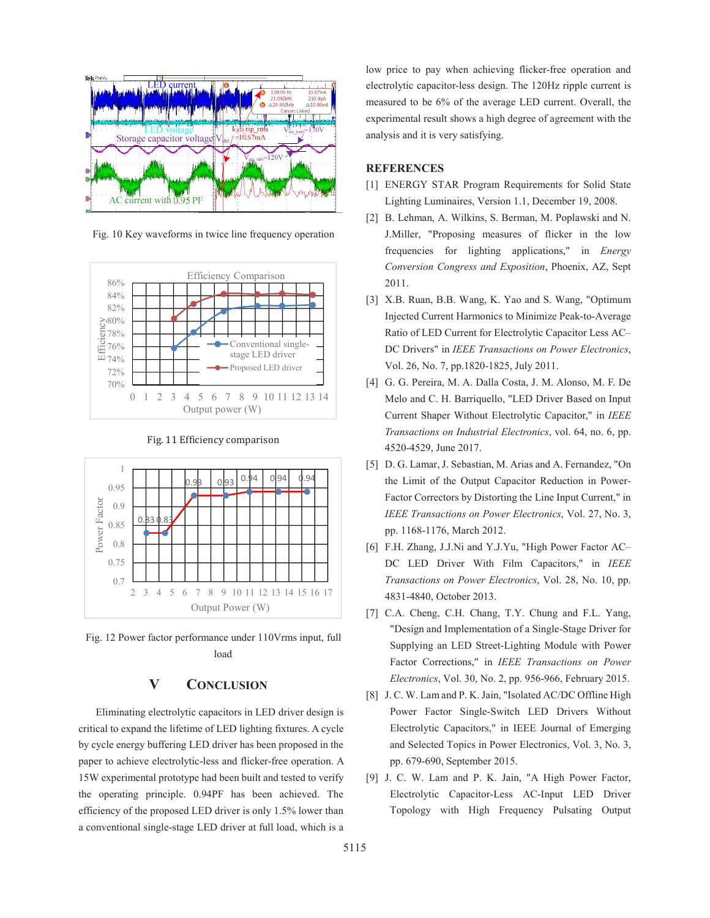Fig. 10 Key waveforms in twice line frequency operation

Fig. 11 Efficiency comparison

Fig. 12 Power factor performance under 110Vrms input, full load

## V CONCLUSION

Eliminating electrolytic capacitors in LED driver design is critical to expand the lifetime of LED lighting fixtures. A cycle by cycle energy buffering LED driver has been proposed in the paper to achieve electrolytic-less and flicker-free operation. A 15W experimental prototype had been built and tested to verify the operating principle. 0.94PF has been achieved. The efficiency of the proposed LED driver is only 1.5% lower than a conventional single-stage LED driver at full load, which is a low price to pay when achieving flicker-free operation and electrolytic capacitor-less design. The 120Hz ripple current is measured to be 6% of the average LED current. Overall, the experimental result shows a high degree of agreement with the analysis and it is very satisfying.

## REFERENCES

[1] ENERGY STAR Program Requirements for Solid State Lighting Luminaires, Version 1.1, December 19, 2008.

[2] B. Lehman, A. Wilkins, S. Berman, M. Poplawski and N. J.Miller, "Proposing measures of flicker in the low frequencies for lighting applications," in *Energy Conversion Congress and Exposition*, Phoenix, AZ, Sept 2011.

[3] X.B. Ruan, B.B. Wang, K. Yao and S. Wang, "Optimum Injected Current Harmonics to Minimize Peak-to-Average Ratio of LED Current for Electrolytic Capacitor Less AC–DC Drivers" in *IEEE Transactions on Power Electronics*, Vol. 26, No. 7, pp.1820-1825, July 2011.

[4] G. G. Pereira, M. A. Dalla Costa, J. M. Alonso, M. F. De Melo and C. H. Barriquello, "LED Driver Based on Input Current Shaper Without Electrolytic Capacitor," in *IEEE Transactions on Industrial Electronics*, vol. 64, no. 6, pp. 4520-4529, June 2017.

[5] D. G. Lamar, J. Sebastian, M. Arias and A. Fernandez, "On the Limit of the Output Capacitor Reduction in Power-Factor Correctors by Distorting the Line Input Current," in *IEEE Transactions on Power Electronics*, Vol. 27, No. 3, pp. 1168-1176, March 2012.

[6] F.H. Zhang, J.J.Ni and Y.J.Yu, "High Power Factor AC–DC LED Driver With Film Capacitors," in *IEEE Transactions on Power Electronics*, Vol. 28, No. 10, pp. 4831-4840, October 2013.

[7] C.A. Cheng, C.H. Chang, T.Y. Chung and F.L. Yang, "Design and Implementation of a Single-Stage Driver for Supplying an LED Street-Lighting Module with Power Factor Corrections," in *IEEE Transactions on Power Electronics*, Vol. 30, No. 2, pp. 956-966, February 2015.

[8] J. C. W. Lam and P. K. Jain, "Isolated AC/DC Offline High Power Factor Single-Switch LED Drivers Without Electrolytic Capacitors," in IEEE Journal of Emerging and Selected Topics in Power Electronics, Vol. 3, No. 3, pp. 679-690, September 2015.

[9] J. C. W. Lam and P. K. Jain, "A High Power Factor, Electrolytic Capacitor-Less AC-Input LED Driver Topology with High Frequency Pulsating Output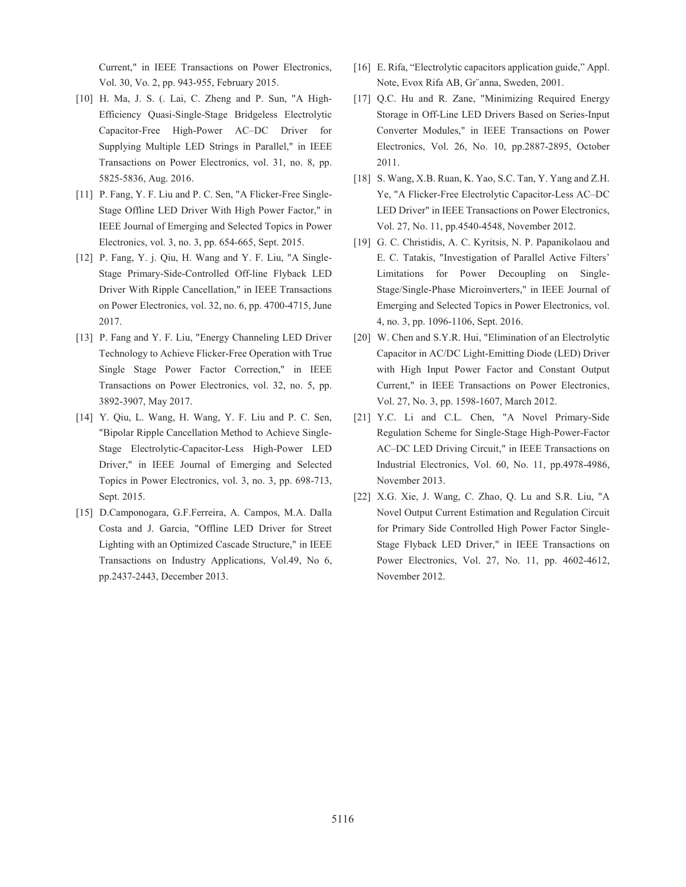Current," in IEEE Transactions on Power Electronics, Vol. 30, Vo. 2, pp. 943-955, February 2015.

[10] H. Ma, J. S. (. Lai, C. Zheng and P. Sun, "A High-Efficiency Quasi-Single-Stage Bridgeless Electrolytic Capacitor-Free High-Power AC–DC Driver for Supplying Multiple LED Strings in Parallel," in IEEE Transactions on Power Electronics, vol. 31, no. 8, pp. 5825-5836, Aug. 2016.

[11] P. Fang, Y. F. Liu and P. C. Sen, "A Flicker-Free Single-Stage Offline LED Driver With High Power Factor," in IEEE Journal of Emerging and Selected Topics in Power Electronics, vol. 3, no. 3, pp. 654-665, Sept. 2015.

[12] P. Fang, Y. j. Qiu, H. Wang and Y. F. Liu, "A Single-Stage Primary-Side-Controlled Off-line Flyback LED Driver With Ripple Cancellation," in IEEE Transactions on Power Electronics, vol. 32, no. 6, pp. 4700-4715, June 2017.

[13] P. Fang and Y. F. Liu, "Energy Channeling LED Driver Technology to Achieve Flicker-Free Operation with True Single Stage Power Factor Correction," in IEEE Transactions on Power Electronics, vol. 32, no. 5, pp. 3892-3907, May 2017.

[14] Y. Qiu, L. Wang, H. Wang, Y. F. Liu and P. C. Sen, "Bipolar Ripple Cancellation Method to Achieve Single-Stage Electrolytic-Capacitor-Less High-Power LED Driver," in IEEE Journal of Emerging and Selected Topics in Power Electronics, vol. 3, no. 3, pp. 698-713, Sept. 2015.

[15] D.Camponogara, G.F.Ferreira, A. Campos, M.A. Dalla Costa and J. Garcia, "Offline LED Driver for Street Lighting with an Optimized Cascade Structure," in IEEE Transactions on Industry Applications, Vol.49, No 6, pp.2437-2443, December 2013.

[16] E. Rifa, "Electrolytic capacitors application guide," Appl. Note, Evox Rifa AB, Gr¨anna, Sweden, 2001.

[17] Q.C. Hu and R. Zane, "Minimizing Required Energy Storage in Off-Line LED Drivers Based on Series-Input Converter Modules," in IEEE Transactions on Power Electronics, Vol. 26, No. 10, pp.2887-2895, October 2011.

[18] S. Wang, X.B. Ruan, K. Yao, S.C. Tan, Y. Yang and Z.H. Ye, "A Flicker-Free Electrolytic Capacitor-Less AC–DC LED Driver" in IEEE Transactions on Power Electronics, Vol. 27, No. 11, pp.4540-4548, November 2012.

[19] G. C. Christidis, A. C. Kyritsis, N. P. Papanikolaou and E. C. Tatakis, "Investigation of Parallel Active Filters' Limitations for Power Decoupling on Single-Stage/Single-Phase Microinverters," in IEEE Journal of Emerging and Selected Topics in Power Electronics, vol. 4, no. 3, pp. 1096-1106, Sept. 2016.

[20] W. Chen and S.Y.R. Hui, "Elimination of an Electrolytic Capacitor in AC/DC Light-Emitting Diode (LED) Driver with High Input Power Factor and Constant Output Current," in IEEE Transactions on Power Electronics, Vol. 27, No. 3, pp. 1598-1607, March 2012.

[21] Y.C. Li and C.L. Chen, "A Novel Primary-Side Regulation Scheme for Single-Stage High-Power-Factor AC–DC LED Driving Circuit," in IEEE Transactions on Industrial Electronics, Vol. 60, No. 11, pp.4978-4986, November 2013.

[22] X.G. Xie, J. Wang, C. Zhao, Q. Lu and S.R. Liu, "A Novel Output Current Estimation and Regulation Circuit for Primary Side Controlled High Power Factor Single-Stage Flyback LED Driver," in IEEE Transactions on Power Electronics, Vol. 27, No. 11, pp. 4602-4612, November 2012.